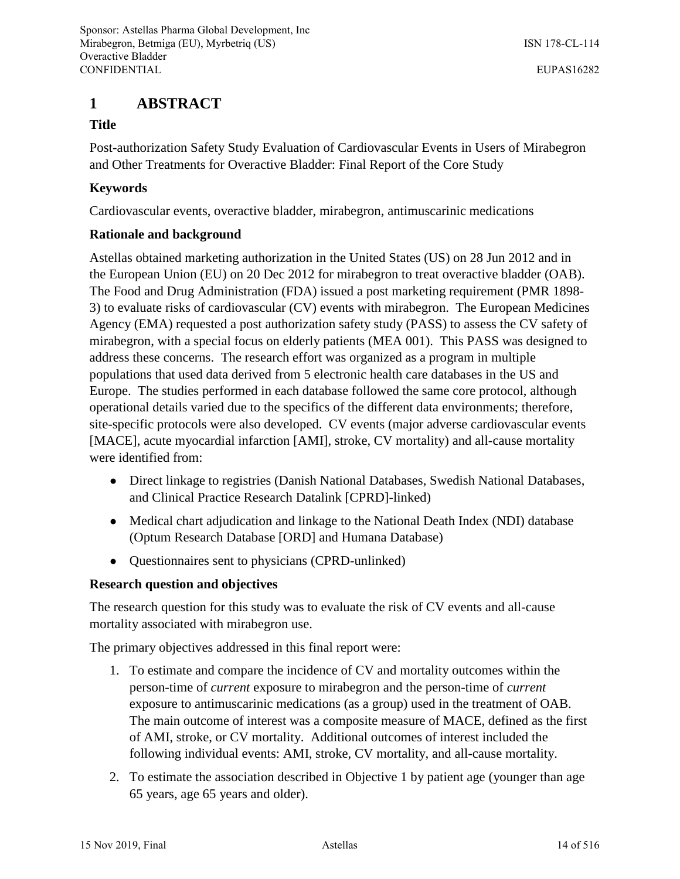# 1 ABSTRACT

### Title

Post-authorization Safety Study Evaluation of Cardiovascular Events in Users of Mirabegron and Other Treatments for Overactive Bladder: Final Report of the Core Study

### Keywords

Cardiovascular events, overactive bladder, mirabegron, antimuscarinic medications

### Rationale and background

Astellas obtained marketing authorization in the United States (US) on 28 Jun 2012 and in the European Union (EU) on 20 Dec 2012 for mirabegron to treat overactive bladder (OAB). The Food and Drug Administration (FDA) issued a post marketing requirement (PMR 1898-3) to evaluate risks of cardiovascular (CV) events with mirabegron. The European Medicines Agency (EMA) requested a post authorization safety study (PASS) to assess the CV safety of mirabegron, with a special focus on elderly patients (MEA 001). This PASS was designed to address these concerns. The research effort was organized as a program in multiple populations that used data derived from 5 electronic health care databases in the US and Europe. The studies performed in each database followed the same core protocol, although operational details varied due to the specifics of the different data environments; therefore, site-specific protocols were also developed. CV events (major adverse cardiovascular events [MACE], acute myocardial infarction [AMI], stroke, CV mortality) and all-cause mortality were identified from:

- Direct linkage to registries (Danish National Databases, Swedish National Databases, and Clinical Practice Research Datalink [CPRD]-linked)
- Medical chart adjudication and linkage to the National Death Index (NDI) database (Optum Research Database [ORD] and Humana Database)
- Questionnaires sent to physicians (CPRD-unlinked)

### Research question and objectives

The research question for this study was to evaluate the risk of CV events and all-cause mortality associated with mirabegron use.

The primary objectives addressed in this final report were:

1. To estimate and compare the incidence of CV and mortality outcomes within the person-time of *current* exposure to mirabegron and the person-time of *current* exposure to antimuscarinic medications (as a group) used in the treatment of OAB. The main outcome of interest was a composite measure of MACE, defined as the first of AMI, stroke, or CV mortality. Additional outcomes of interest included the following individual events: AMI, stroke, CV mortality, and all-cause mortality.
2. To estimate the association described in Objective 1 by patient age (younger than age 65 years, age 65 years and older).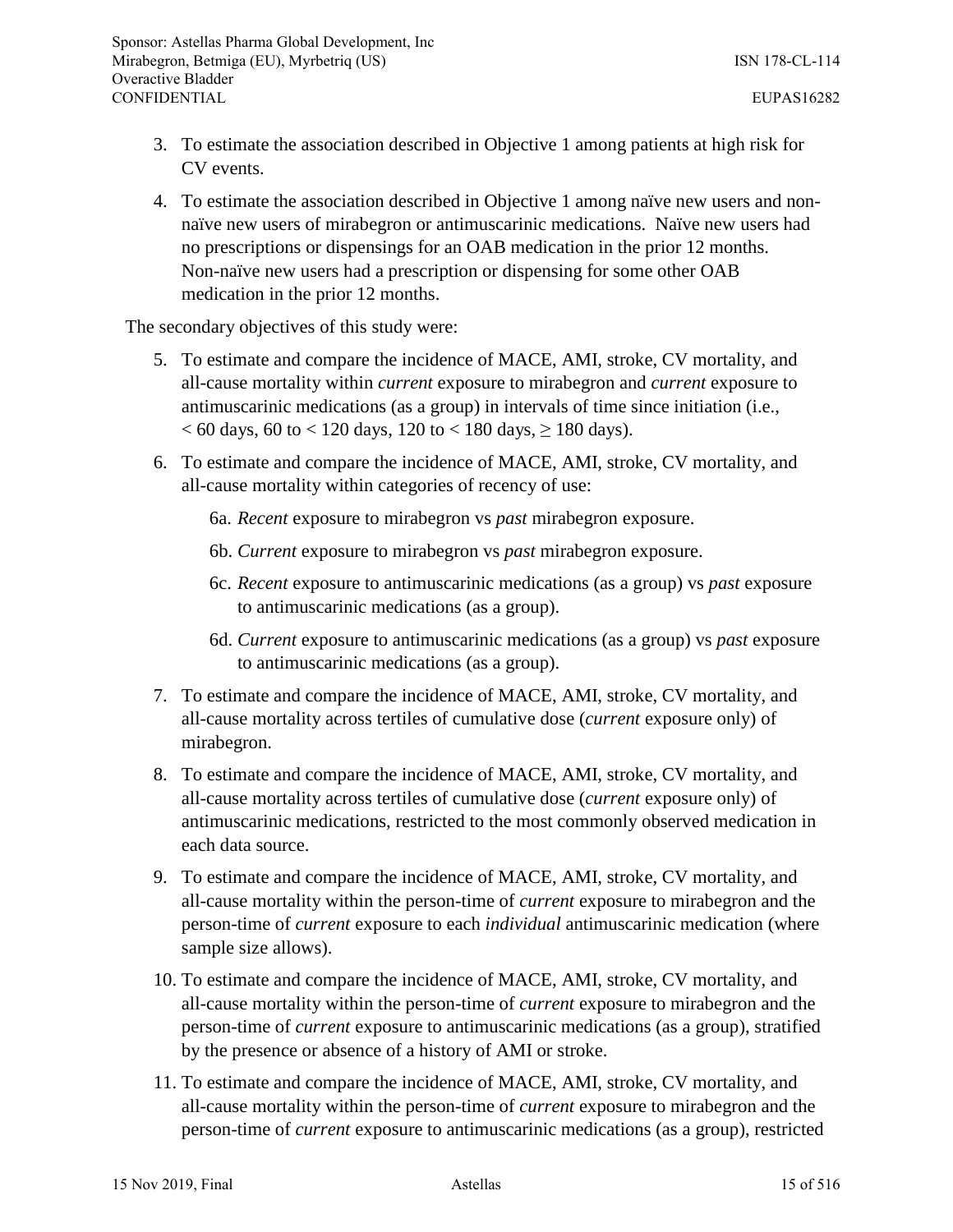3. To estimate the association described in Objective 1 among patients at high risk for CV events.

4. To estimate the association described in Objective 1 among naïve new users and non-naïve new users of mirabegron or antimuscarinic medications. Naïve new users had no prescriptions or dispensings for an OAB medication in the prior 12 months. Non-naïve new users had a prescription or dispensing for some other OAB medication in the prior 12 months.

The secondary objectives of this study were:

5. To estimate and compare the incidence of MACE, AMI, stroke, CV mortality, and all-cause mortality within *current* exposure to mirabegron and *current* exposure to antimuscarinic medications (as a group) in intervals of time since initiation (i.e., < 60 days, 60 to < 120 days, 120 to < 180 days, ≥ 180 days).

6. To estimate and compare the incidence of MACE, AMI, stroke, CV mortality, and all-cause mortality within categories of recency of use:

   6a. *Recent* exposure to mirabegron vs *past* mirabegron exposure.

   6b. *Current* exposure to mirabegron vs *past* mirabegron exposure.

   6c. *Recent* exposure to antimuscarinic medications (as a group) vs *past* exposure to antimuscarinic medications (as a group).

   6d. *Current* exposure to antimuscarinic medications (as a group) vs *past* exposure to antimuscarinic medications (as a group).

7. To estimate and compare the incidence of MACE, AMI, stroke, CV mortality, and all-cause mortality across tertiles of cumulative dose (*current* exposure only) of mirabegron.

8. To estimate and compare the incidence of MACE, AMI, stroke, CV mortality, and all-cause mortality across tertiles of cumulative dose (*current* exposure only) of antimuscarinic medications, restricted to the most commonly observed medication in each data source.

9. To estimate and compare the incidence of MACE, AMI, stroke, CV mortality, and all-cause mortality within the person-time of *current* exposure to mirabegron and the person-time of *current* exposure to each *individual* antimuscarinic medication (where sample size allows).

10. To estimate and compare the incidence of MACE, AMI, stroke, CV mortality, and all-cause mortality within the person-time of *current* exposure to mirabegron and the person-time of *current* exposure to antimuscarinic medications (as a group), stratified by the presence or absence of a history of AMI or stroke.

11. To estimate and compare the incidence of MACE, AMI, stroke, CV mortality, and all-cause mortality within the person-time of *current* exposure to mirabegron and the person-time of *current* exposure to antimuscarinic medications (as a group), restricted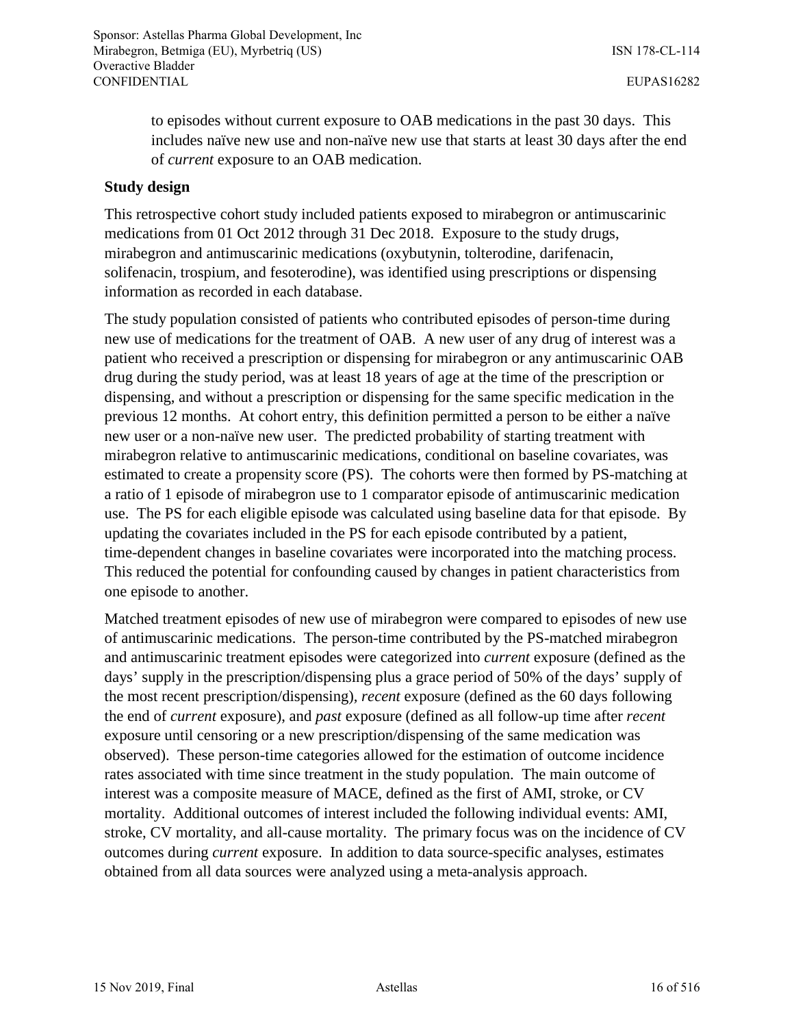to episodes without current exposure to OAB medications in the past 30 days. This includes naïve new use and non-naïve new use that starts at least 30 days after the end of *current* exposure to an OAB medication.

**Study design**

This retrospective cohort study included patients exposed to mirabegron or antimuscarinic medications from 01 Oct 2012 through 31 Dec 2018. Exposure to the study drugs, mirabegron and antimuscarinic medications (oxybutynin, tolterodine, darifenacin, solifenacin, trospium, and fesoterodine), was identified using prescriptions or dispensing information as recorded in each database.

The study population consisted of patients who contributed episodes of person-time during new use of medications for the treatment of OAB. A new user of any drug of interest was a patient who received a prescription or dispensing for mirabegron or any antimuscarinic OAB drug during the study period, was at least 18 years of age at the time of the prescription or dispensing, and without a prescription or dispensing for the same specific medication in the previous 12 months. At cohort entry, this definition permitted a person to be either a naïve new user or a non-naïve new user. The predicted probability of starting treatment with mirabegron relative to antimuscarinic medications, conditional on baseline covariates, was estimated to create a propensity score (PS). The cohorts were then formed by PS-matching at a ratio of 1 episode of mirabegron use to 1 comparator episode of antimuscarinic medication use. The PS for each eligible episode was calculated using baseline data for that episode. By updating the covariates included in the PS for each episode contributed by a patient, time-dependent changes in baseline covariates were incorporated into the matching process. This reduced the potential for confounding caused by changes in patient characteristics from one episode to another.

Matched treatment episodes of new use of mirabegron were compared to episodes of new use of antimuscarinic medications. The person-time contributed by the PS-matched mirabegron and antimuscarinic treatment episodes were categorized into *current* exposure (defined as the days' supply in the prescription/dispensing plus a grace period of 50% of the days' supply of the most recent prescription/dispensing), *recent* exposure (defined as the 60 days following the end of *current* exposure), and *past* exposure (defined as all follow-up time after *recent* exposure until censoring or a new prescription/dispensing of the same medication was observed). These person-time categories allowed for the estimation of outcome incidence rates associated with time since treatment in the study population. The main outcome of interest was a composite measure of MACE, defined as the first of AMI, stroke, or CV mortality. Additional outcomes of interest included the following individual events: AMI, stroke, CV mortality, and all-cause mortality. The primary focus was on the incidence of CV outcomes during *current* exposure. In addition to data source-specific analyses, estimates obtained from all data sources were analyzed using a meta-analysis approach.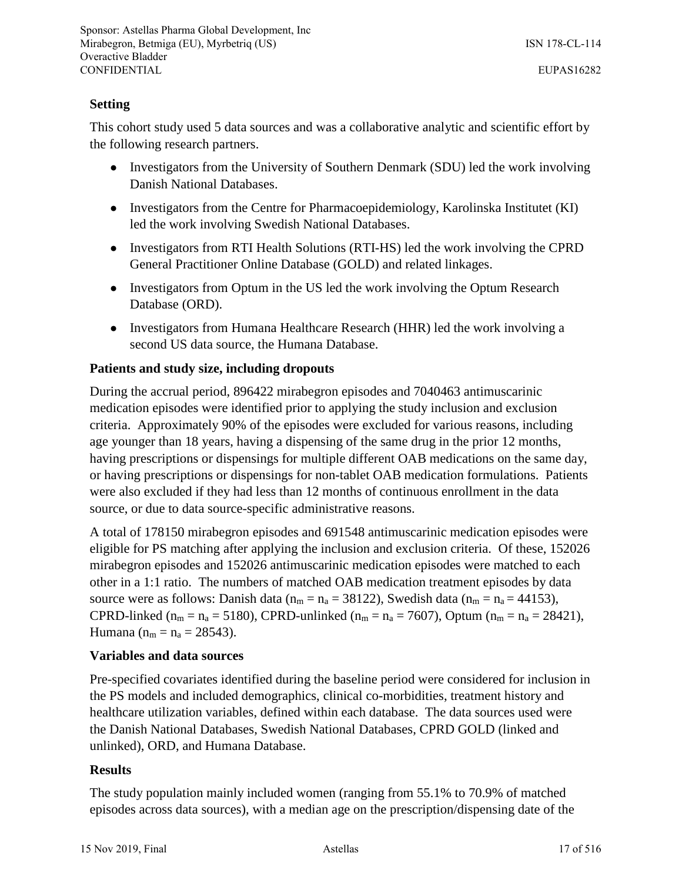**Setting**

This cohort study used 5 data sources and was a collaborative analytic and scientific effort by the following research partners.

- Investigators from the University of Southern Denmark (SDU) led the work involving Danish National Databases.
- Investigators from the Centre for Pharmacoepidemiology, Karolinska Institutet (KI) led the work involving Swedish National Databases.
- Investigators from RTI Health Solutions (RTI-HS) led the work involving the CPRD General Practitioner Online Database (GOLD) and related linkages.
- Investigators from Optum in the US led the work involving the Optum Research Database (ORD).
- Investigators from Humana Healthcare Research (HHR) led the work involving a second US data source, the Humana Database.

**Patients and study size, including dropouts**

During the accrual period, 896422 mirabegron episodes and 7040463 antimuscarinic medication episodes were identified prior to applying the study inclusion and exclusion criteria. Approximately 90% of the episodes were excluded for various reasons, including age younger than 18 years, having a dispensing of the same drug in the prior 12 months, having prescriptions or dispensings for multiple different OAB medications on the same day, or having prescriptions or dispensings for non-tablet OAB medication formulations. Patients were also excluded if they had less than 12 months of continuous enrollment in the data source, or due to data source-specific administrative reasons.

A total of 178150 mirabegron episodes and 691548 antimuscarinic medication episodes were eligible for PS matching after applying the inclusion and exclusion criteria. Of these, 152026 mirabegron episodes and 152026 antimuscarinic medication episodes were matched to each other in a 1:1 ratio. The numbers of matched OAB medication treatment episodes by data source were as follows: Danish data ($n_m = n_a = 38122$), Swedish data ($n_m = n_a = 44153$), CPRD-linked ($n_m = n_a = 5180$), CPRD-unlinked ($n_m = n_a = 7607$), Optum ($n_m = n_a = 28421$), Humana ($n_m = n_a = 28543$).

**Variables and data sources**

Pre-specified covariates identified during the baseline period were considered for inclusion in the PS models and included demographics, clinical co-morbidities, treatment history and healthcare utilization variables, defined within each database. The data sources used were the Danish National Databases, Swedish National Databases, CPRD GOLD (linked and unlinked), ORD, and Humana Database.

**Results**

The study population mainly included women (ranging from 55.1% to 70.9% of matched episodes across data sources), with a median age on the prescription/dispensing date of the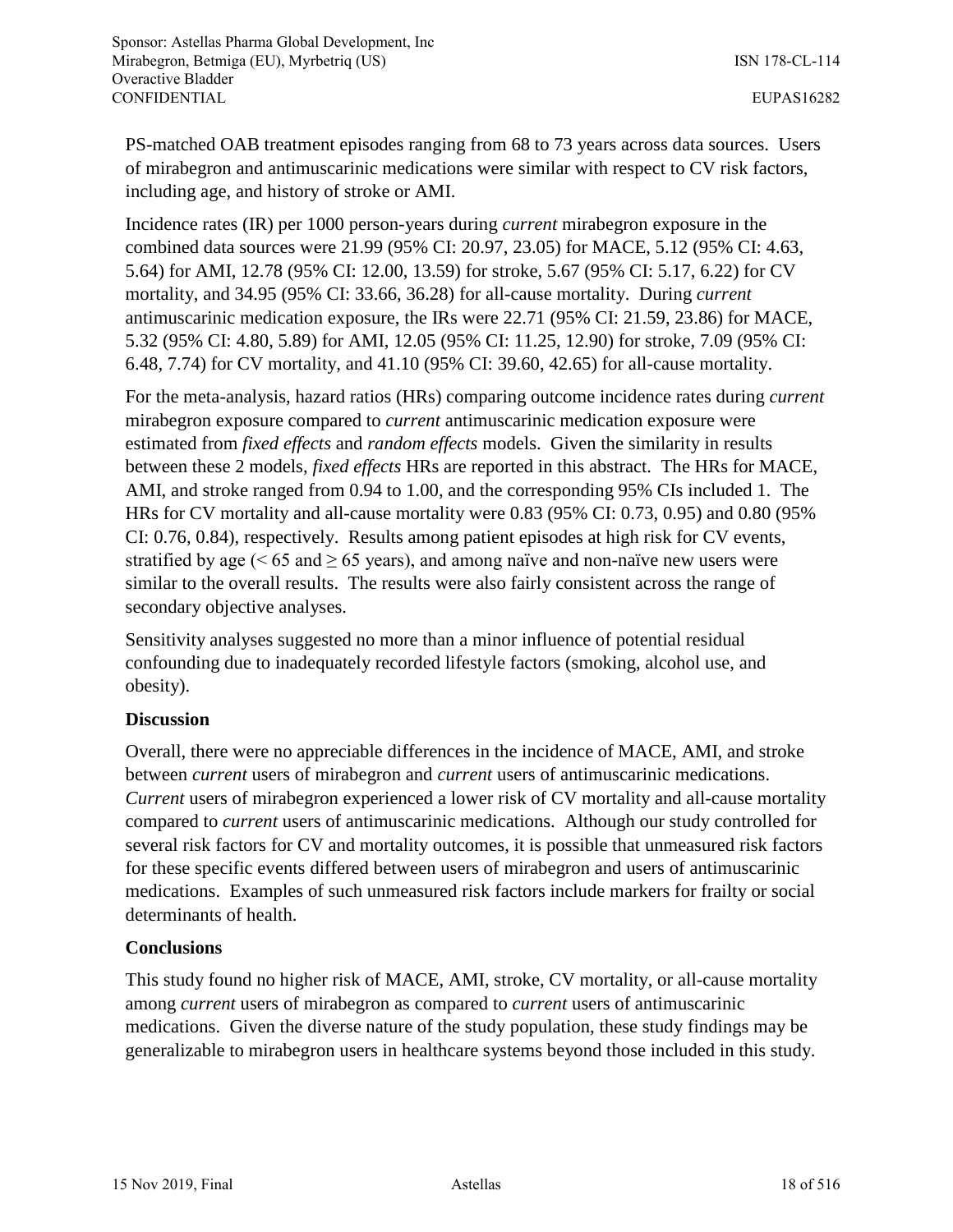PS-matched OAB treatment episodes ranging from 68 to 73 years across data sources. Users of mirabegron and antimuscarinic medications were similar with respect to CV risk factors, including age, and history of stroke or AMI.

Incidence rates (IR) per 1000 person-years during *current* mirabegron exposure in the combined data sources were 21.99 (95% CI: 20.97, 23.05) for MACE, 5.12 (95% CI: 4.63, 5.64) for AMI, 12.78 (95% CI: 12.00, 13.59) for stroke, 5.67 (95% CI: 5.17, 6.22) for CV mortality, and 34.95 (95% CI: 33.66, 36.28) for all-cause mortality. During *current* antimuscarinic medication exposure, the IRs were 22.71 (95% CI: 21.59, 23.86) for MACE, 5.32 (95% CI: 4.80, 5.89) for AMI, 12.05 (95% CI: 11.25, 12.90) for stroke, 7.09 (95% CI: 6.48, 7.74) for CV mortality, and 41.10 (95% CI: 39.60, 42.65) for all-cause mortality.

For the meta-analysis, hazard ratios (HRs) comparing outcome incidence rates during *current* mirabegron exposure compared to *current* antimuscarinic medication exposure were estimated from *fixed effects* and *random effects* models. Given the similarity in results between these 2 models, *fixed effects* HRs are reported in this abstract. The HRs for MACE, AMI, and stroke ranged from 0.94 to 1.00, and the corresponding 95% CIs included 1. The HRs for CV mortality and all-cause mortality were 0.83 (95% CI: 0.73, 0.95) and 0.80 (95% CI: 0.76, 0.84), respectively. Results among patient episodes at high risk for CV events, stratified by age (< 65 and ≥ 65 years), and among naïve and non-naïve new users were similar to the overall results. The results were also fairly consistent across the range of secondary objective analyses.

Sensitivity analyses suggested no more than a minor influence of potential residual confounding due to inadequately recorded lifestyle factors (smoking, alcohol use, and obesity).

**Discussion**

Overall, there were no appreciable differences in the incidence of MACE, AMI, and stroke between *current* users of mirabegron and *current* users of antimuscarinic medications. *Current* users of mirabegron experienced a lower risk of CV mortality and all-cause mortality compared to *current* users of antimuscarinic medications. Although our study controlled for several risk factors for CV and mortality outcomes, it is possible that unmeasured risk factors for these specific events differed between users of mirabegron and users of antimuscarinic medications. Examples of such unmeasured risk factors include markers for frailty or social determinants of health.

**Conclusions**

This study found no higher risk of MACE, AMI, stroke, CV mortality, or all-cause mortality among *current* users of mirabegron as compared to *current* users of antimuscarinic medications. Given the diverse nature of the study population, these study findings may be generalizable to mirabegron users in healthcare systems beyond those included in this study.